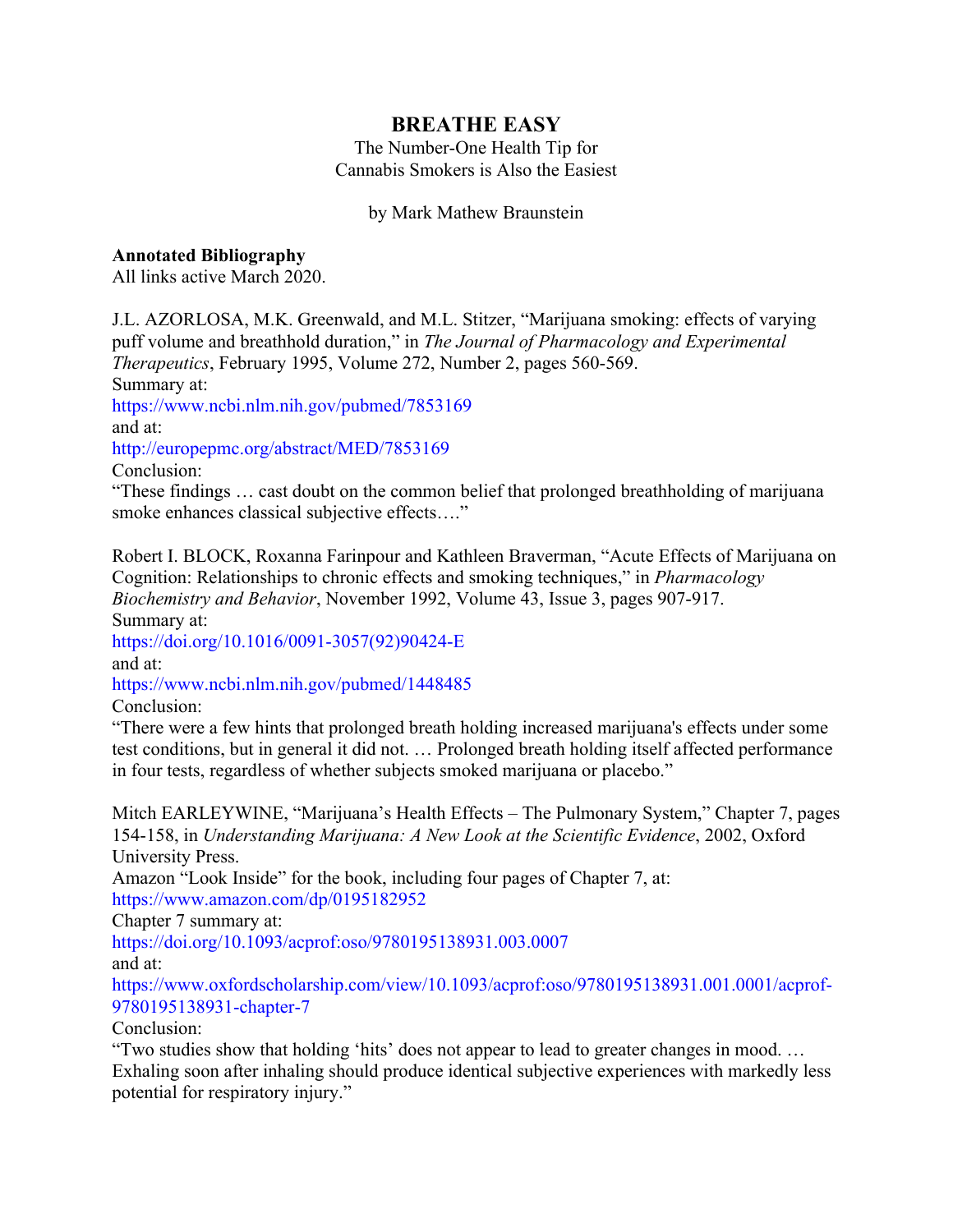# BREATHE EASY

The Number-One Health Tip for
Cannabis Smokers is Also the Easiest

by Mark Mathew Braunstein

**Annotated Bibliography**
All links active March 2020.

J.L. AZORLOSA, M.K. Greenwald, and M.L. Stitzer, "Marijuana smoking: effects of varying puff volume and breathhold duration," in *The Journal of Pharmacology and Experimental Therapeutics*, February 1995, Volume 272, Number 2, pages 560-569.
Summary at:
https://www.ncbi.nlm.nih.gov/pubmed/7853169
and at:
http://europepmc.org/abstract/MED/7853169
Conclusion:
"These findings … cast doubt on the common belief that prolonged breathholding of marijuana smoke enhances classical subjective effects…."

Robert I. BLOCK, Roxanna Farinpour and Kathleen Braverman, "Acute Effects of Marijuana on Cognition: Relationships to chronic effects and smoking techniques," in *Pharmacology Biochemistry and Behavior*, November 1992, Volume 43, Issue 3, pages 907-917.
Summary at:
https://doi.org/10.1016/0091-3057(92)90424-E
and at:
https://www.ncbi.nlm.nih.gov/pubmed/1448485
Conclusion:
"There were a few hints that prolonged breath holding increased marijuana's effects under some test conditions, but in general it did not. … Prolonged breath holding itself affected performance in four tests, regardless of whether subjects smoked marijuana or placebo."

Mitch EARLEYWINE, "Marijuana's Health Effects – The Pulmonary System," Chapter 7, pages 154-158, in *Understanding Marijuana: A New Look at the Scientific Evidence*, 2002, Oxford University Press.
Amazon "Look Inside" for the book, including four pages of Chapter 7, at:
https://www.amazon.com/dp/0195182952
Chapter 7 summary at:
https://doi.org/10.1093/acprof:oso/9780195138931.003.0007
and at:
https://www.oxfordscholarship.com/view/10.1093/acprof:oso/9780195138931.001.0001/acprof-9780195138931-chapter-7
Conclusion:
"Two studies show that holding 'hits' does not appear to lead to greater changes in mood. … Exhaling soon after inhaling should produce identical subjective experiences with markedly less potential for respiratory injury."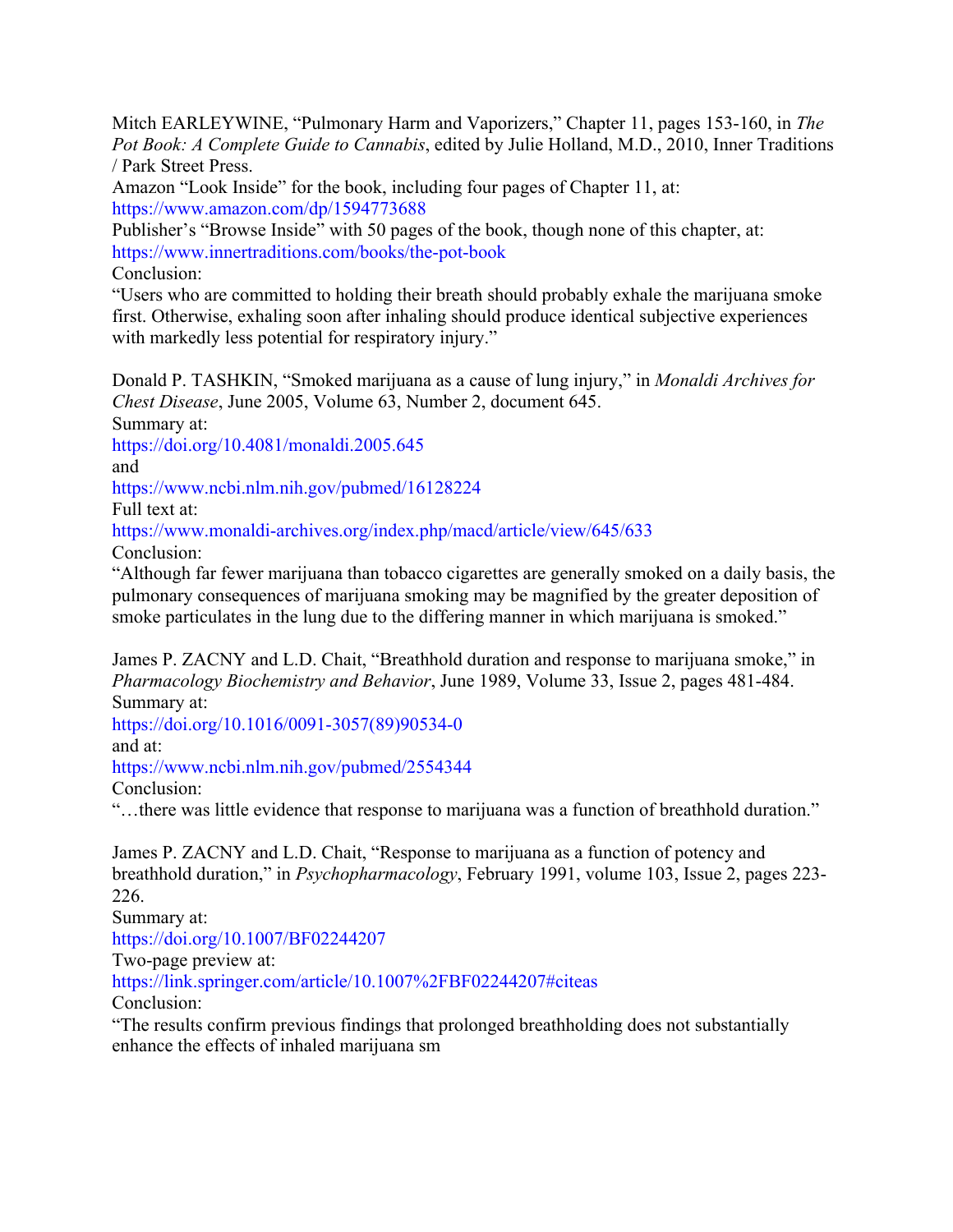Mitch EARLEYWINE, "Pulmonary Harm and Vaporizers," Chapter 11, pages 153-160, in *The Pot Book: A Complete Guide to Cannabis*, edited by Julie Holland, M.D., 2010, Inner Traditions / Park Street Press.
Amazon "Look Inside" for the book, including four pages of Chapter 11, at:
https://www.amazon.com/dp/1594773688
Publisher's "Browse Inside" with 50 pages of the book, though none of this chapter, at:
https://www.innertraditions.com/books/the-pot-book
Conclusion:
"Users who are committed to holding their breath should probably exhale the marijuana smoke first. Otherwise, exhaling soon after inhaling should produce identical subjective experiences with markedly less potential for respiratory injury."

Donald P. TASHKIN, "Smoked marijuana as a cause of lung injury," in *Monaldi Archives for Chest Disease*, June 2005, Volume 63, Number 2, document 645.
Summary at:
https://doi.org/10.4081/monaldi.2005.645
and
https://www.ncbi.nlm.nih.gov/pubmed/16128224
Full text at:
https://www.monaldi-archives.org/index.php/macd/article/view/645/633
Conclusion:
"Although far fewer marijuana than tobacco cigarettes are generally smoked on a daily basis, the pulmonary consequences of marijuana smoking may be magnified by the greater deposition of smoke particulates in the lung due to the differing manner in which marijuana is smoked."

James P. ZACNY and L.D. Chait, "Breathhold duration and response to marijuana smoke," in *Pharmacology Biochemistry and Behavior*, June 1989, Volume 33, Issue 2, pages 481-484.
Summary at:
https://doi.org/10.1016/0091-3057(89)90534-0
and at:
https://www.ncbi.nlm.nih.gov/pubmed/2554344
Conclusion:
"…there was little evidence that response to marijuana was a function of breathhold duration."

James P. ZACNY and L.D. Chait, "Response to marijuana as a function of potency and breathhold duration," in *Psychopharmacology*, February 1991, volume 103, Issue 2, pages 223-226.
Summary at:
https://doi.org/10.1007/BF02244207
Two-page preview at:
https://link.springer.com/article/10.1007%2FBF02244207#citeas
Conclusion:
"The results confirm previous findings that prolonged breathholding does not substantially enhance the effects of inhaled marijuana sm